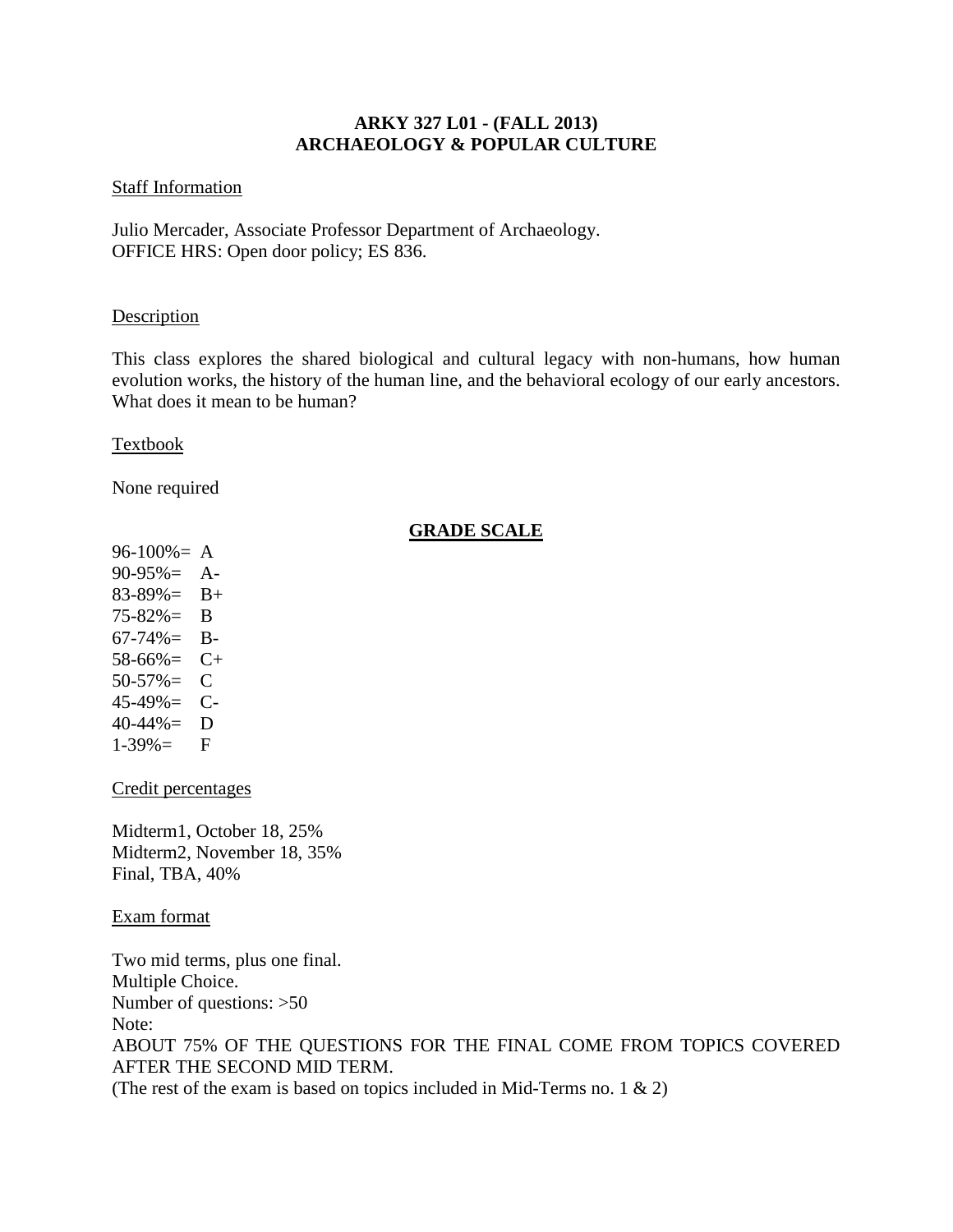**ARKY 327 L01 - (FALL 2013)**
**ARCHAEOLOGY & POPULAR CULTURE**

Staff Information

Julio Mercader, Associate Professor Department of Archaeology.
OFFICE HRS: Open door policy; ES 836.

Description

This class explores the shared biological and cultural legacy with non-humans, how human evolution works, the history of the human line, and the behavioral ecology of our early ancestors. What does it mean to be human?

Textbook

None required

**GRADE SCALE**

96-100%= A
90-95%= A-
83-89%= B+
75-82%= B
67-74%= B-
58-66%= C+
50-57%= C
45-49%= C-
40-44%= D
1-39%= F

Credit percentages

Midterm1, October 18, 25%
Midterm2, November 18, 35%
Final, TBA, 40%

Exam format

Two mid terms, plus one final.
Multiple Choice.
Number of questions: >50
Note:
ABOUT 75% OF THE QUESTIONS FOR THE FINAL COME FROM TOPICS COVERED AFTER THE SECOND MID TERM.
(The rest of the exam is based on topics included in Mid-Terms no. 1 & 2)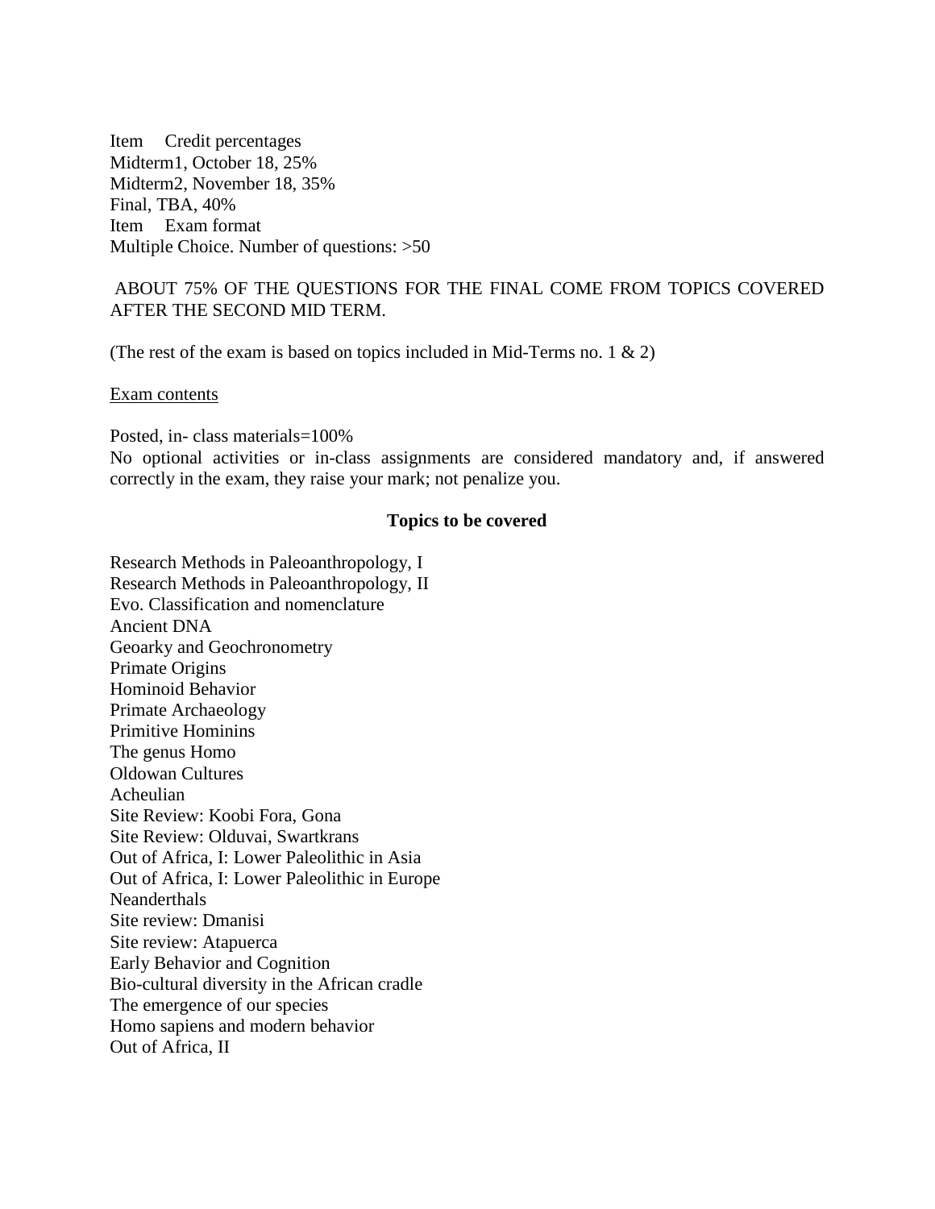| Item | Credit percentages |
| --- | --- |
| Midterm1, October 18, 25% | |
| Midterm2, November 18, 35% | |
| Final, TBA, 40% | |

| Item | Exam format |
| --- | --- |
| Multiple Choice. Number of questions: >50 | |

ABOUT 75% OF THE QUESTIONS FOR THE FINAL COME FROM TOPICS COVERED AFTER THE SECOND MID TERM.

(The rest of the exam is based on topics included in Mid-Terms no. 1 & 2)

Exam contents

Posted, in- class materials=100%
No optional activities or in-class assignments are considered mandatory and, if answered correctly in the exam, they raise your mark; not penalize you.

**Topics to be covered**

Research Methods in Paleoanthropology, I
Research Methods in Paleoanthropology, II
Evo. Classification and nomenclature
Ancient DNA
Geoarky and Geochronometry
Primate Origins
Hominoid Behavior
Primate Archaeology
Primitive Hominins
The genus Homo
Oldowan Cultures
Acheulian
Site Review: Koobi Fora, Gona
Site Review: Olduvai, Swartkrans
Out of Africa, I: Lower Paleolithic in Asia
Out of Africa, I: Lower Paleolithic in Europe
Neanderthals
Site review: Dmanisi
Site review: Atapuerca
Early Behavior and Cognition
Bio-cultural diversity in the African cradle
The emergence of our species
Homo sapiens and modern behavior
Out of Africa, II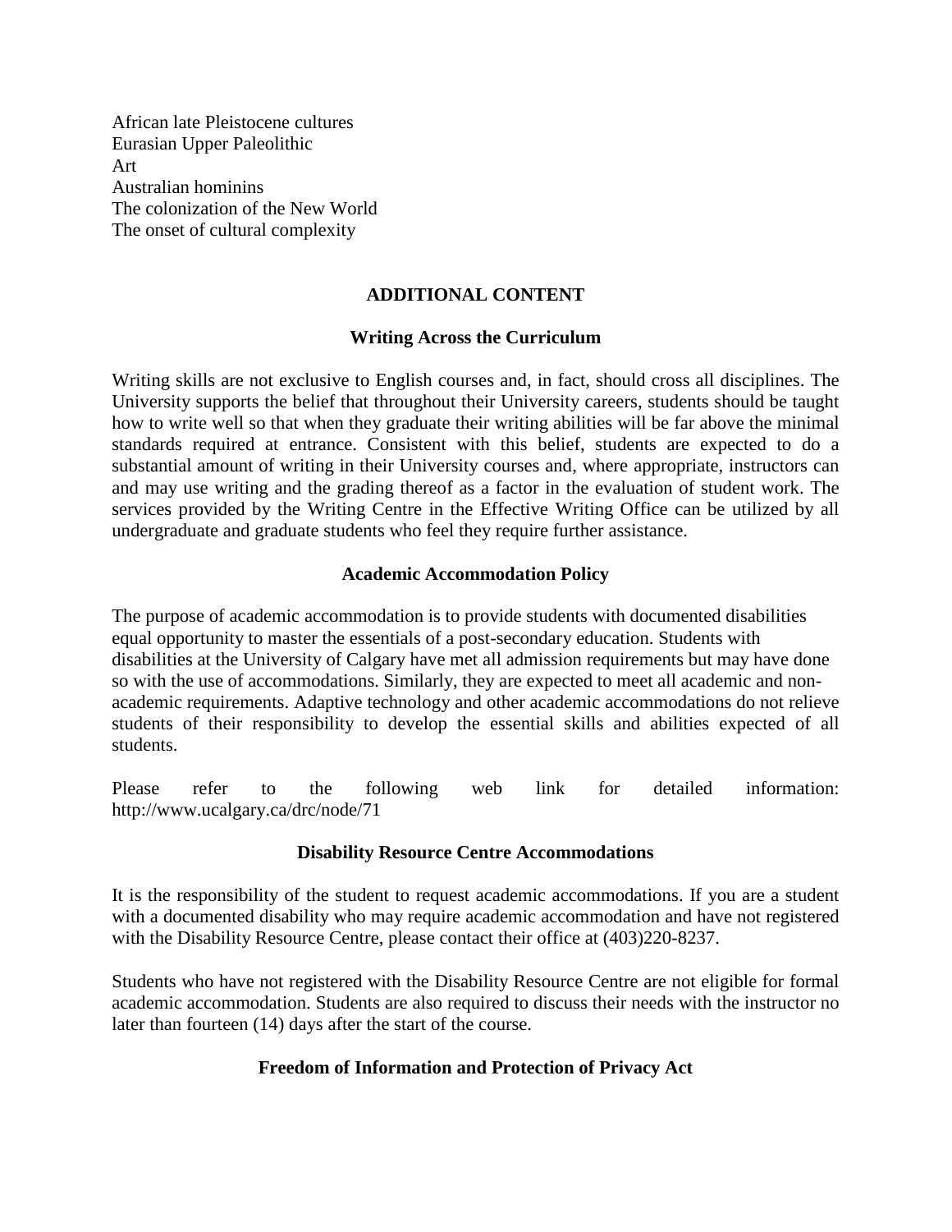African late Pleistocene cultures
Eurasian Upper Paleolithic
Art
Australian hominins
The colonization of the New World
The onset of cultural complexity

## ADDITIONAL CONTENT

### Writing Across the Curriculum

Writing skills are not exclusive to English courses and, in fact, should cross all disciplines. The University supports the belief that throughout their University careers, students should be taught how to write well so that when they graduate their writing abilities will be far above the minimal standards required at entrance. Consistent with this belief, students are expected to do a substantial amount of writing in their University courses and, where appropriate, instructors can and may use writing and the grading thereof as a factor in the evaluation of student work. The services provided by the Writing Centre in the Effective Writing Office can be utilized by all undergraduate and graduate students who feel they require further assistance.

### Academic Accommodation Policy

The purpose of academic accommodation is to provide students with documented disabilities equal opportunity to master the essentials of a post-secondary education. Students with disabilities at the University of Calgary have met all admission requirements but may have done so with the use of accommodations. Similarly, they are expected to meet all academic and non-academic requirements. Adaptive technology and other academic accommodations do not relieve students of their responsibility to develop the essential skills and abilities expected of all students.

Please refer to the following web link for detailed information: http://www.ucalgary.ca/drc/node/71

### Disability Resource Centre Accommodations

It is the responsibility of the student to request academic accommodations. If you are a student with a documented disability who may require academic accommodation and have not registered with the Disability Resource Centre, please contact their office at (403)220-8237.

Students who have not registered with the Disability Resource Centre are not eligible for formal academic accommodation. Students are also required to discuss their needs with the instructor no later than fourteen (14) days after the start of the course.

### Freedom of Information and Protection of Privacy Act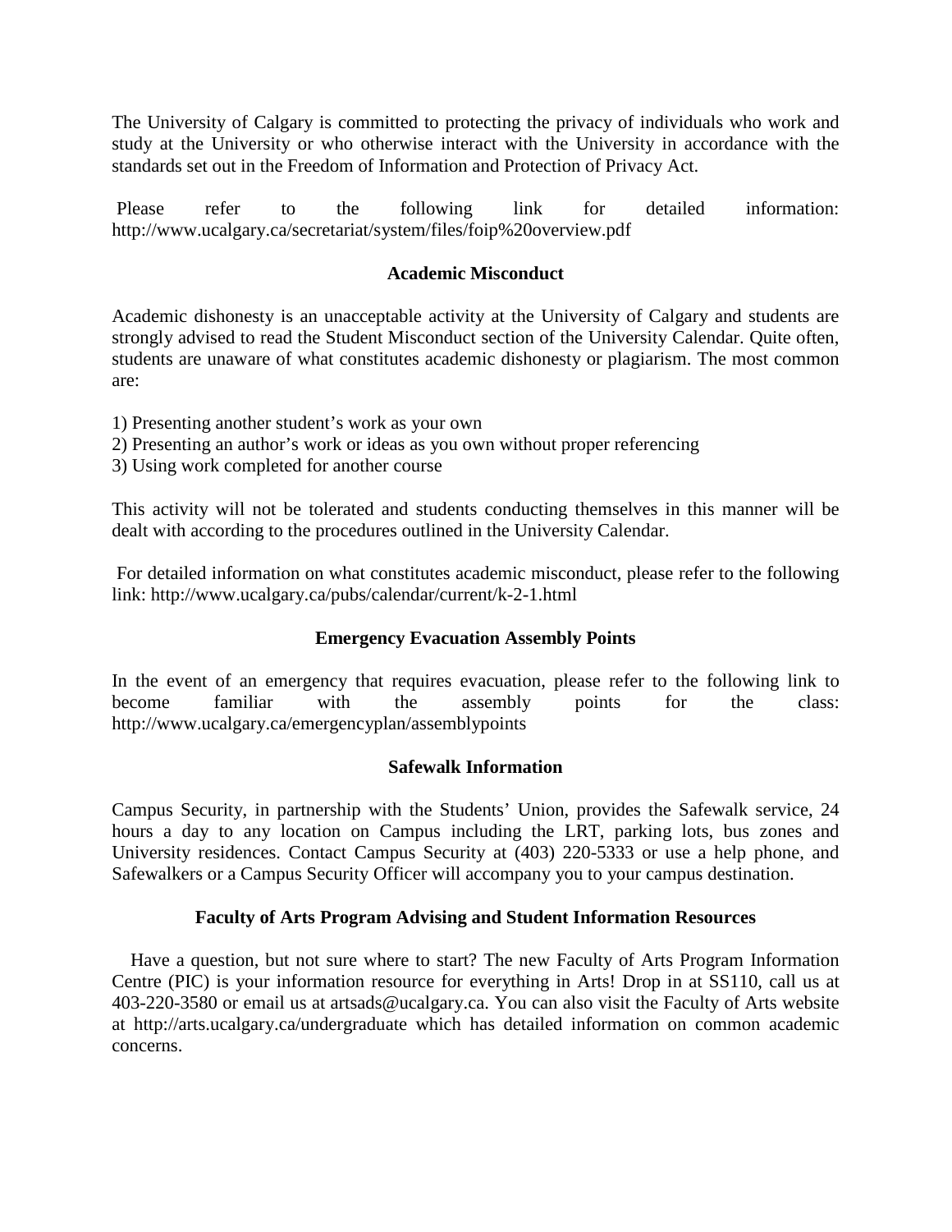The University of Calgary is committed to protecting the privacy of individuals who work and study at the University or who otherwise interact with the University in accordance with the standards set out in the Freedom of Information and Protection of Privacy Act.

Please refer to the following link for detailed information: http://www.ucalgary.ca/secretariat/system/files/foip%20overview.pdf

**Academic Misconduct**

Academic dishonesty is an unacceptable activity at the University of Calgary and students are strongly advised to read the Student Misconduct section of the University Calendar. Quite often, students are unaware of what constitutes academic dishonesty or plagiarism. The most common are:

1) Presenting another student's work as your own
2) Presenting an author's work or ideas as you own without proper referencing
3) Using work completed for another course

This activity will not be tolerated and students conducting themselves in this manner will be dealt with according to the procedures outlined in the University Calendar.

For detailed information on what constitutes academic misconduct, please refer to the following link: http://www.ucalgary.ca/pubs/calendar/current/k-2-1.html

**Emergency Evacuation Assembly Points**

In the event of an emergency that requires evacuation, please refer to the following link to become familiar with the assembly points for the class: http://www.ucalgary.ca/emergencyplan/assemblypoints

**Safewalk Information**

Campus Security, in partnership with the Students' Union, provides the Safewalk service, 24 hours a day to any location on Campus including the LRT, parking lots, bus zones and University residences. Contact Campus Security at (403) 220-5333 or use a help phone, and Safewalkers or a Campus Security Officer will accompany you to your campus destination.

**Faculty of Arts Program Advising and Student Information Resources**

Have a question, but not sure where to start? The new Faculty of Arts Program Information Centre (PIC) is your information resource for everything in Arts! Drop in at SS110, call us at 403-220-3580 or email us at artsads@ucalgary.ca. You can also visit the Faculty of Arts website at http://arts.ucalgary.ca/undergraduate which has detailed information on common academic concerns.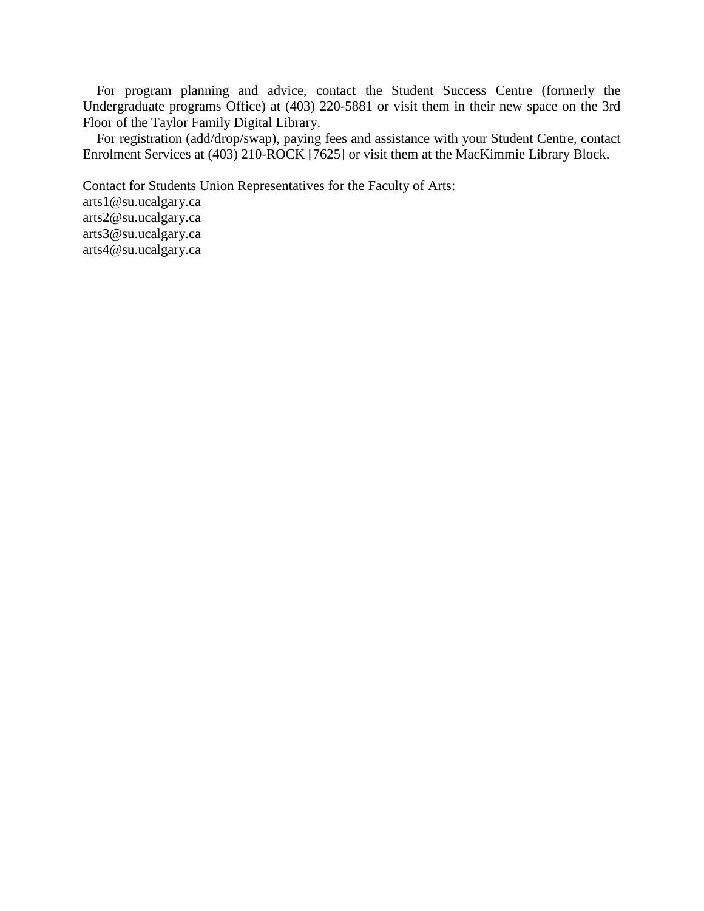For program planning and advice, contact the Student Success Centre (formerly the Undergraduate programs Office) at (403) 220-5881 or visit them in their new space on the 3rd Floor of the Taylor Family Digital Library.

For registration (add/drop/swap), paying fees and assistance with your Student Centre, contact Enrolment Services at (403) 210-ROCK [7625] or visit them at the MacKimmie Library Block.

Contact for Students Union Representatives for the Faculty of Arts:
arts1@su.ucalgary.ca
arts2@su.ucalgary.ca
arts3@su.ucalgary.ca
arts4@su.ucalgary.ca